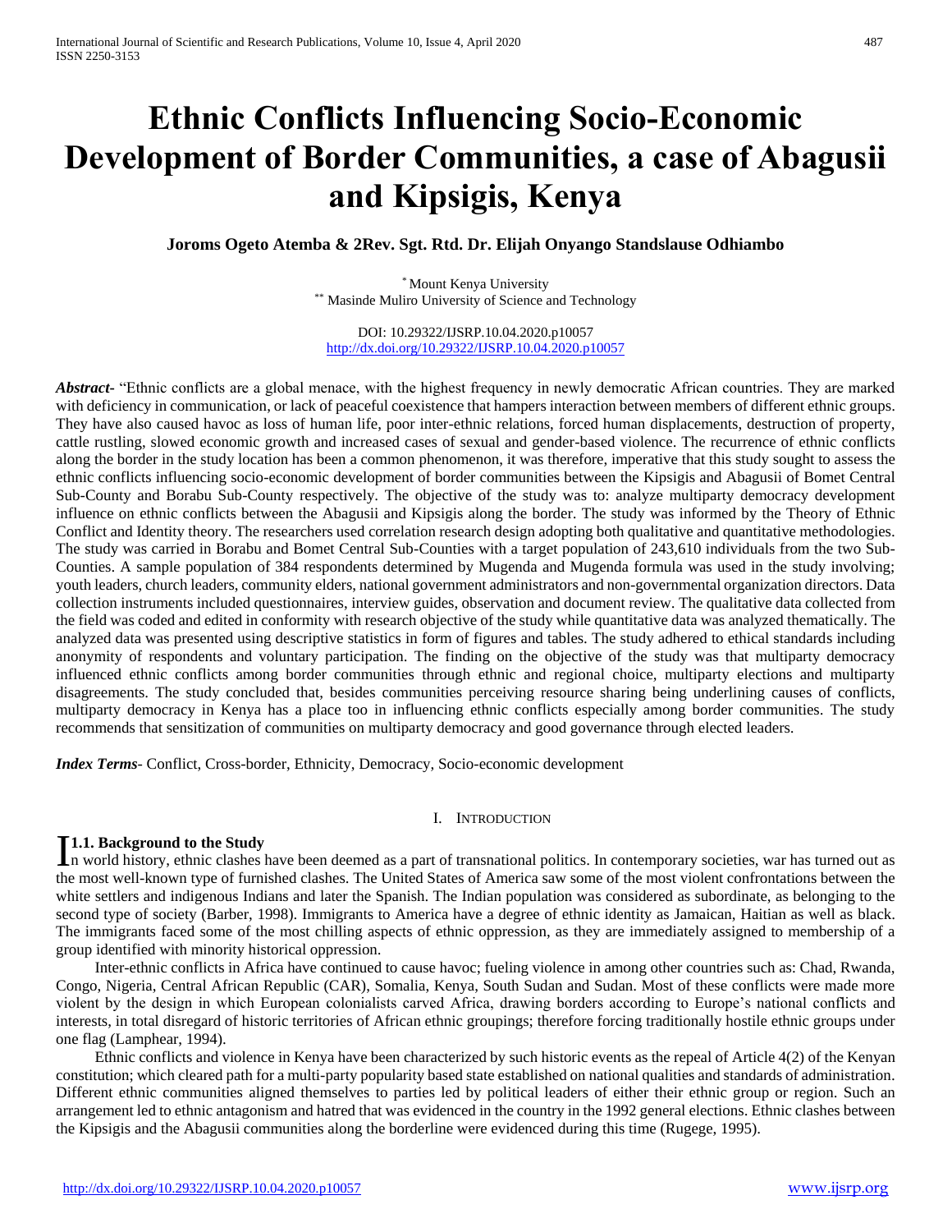# Ethnic Conflicts Influencing Socio-Economic Development of Border Communities, a case of Abagusii and Kipsigis, Kenya

**Joroms Ogeto Atemba & 2Rev. Sgt. Rtd. Dr. Elijah Onyango Standslause Odhiambo**

[*] Mount Kenya University
[**] Masinde Muliro University of Science and Technology

DOI: 10.29322/IJSRP.10.04.2020.p10057
http://dx.doi.org/10.29322/IJSRP.10.04.2020.p10057

***Abstract***- "Ethnic conflicts are a global menace, with the highest frequency in newly democratic African countries. They are marked with deficiency in communication, or lack of peaceful coexistence that hampers interaction between members of different ethnic groups. They have also caused havoc as loss of human life, poor inter-ethnic relations, forced human displacements, destruction of property, cattle rustling, slowed economic growth and increased cases of sexual and gender-based violence. The recurrence of ethnic conflicts along the border in the study location has been a common phenomenon, it was therefore, imperative that this study sought to assess the ethnic conflicts influencing socio-economic development of border communities between the Kipsigis and Abagusii of Bomet Central Sub-County and Borabu Sub-County respectively. The objective of the study was to: analyze multiparty democracy development influence on ethnic conflicts between the Abagusii and Kipsigis along the border. The study was informed by the Theory of Ethnic Conflict and Identity theory. The researchers used correlation research design adopting both qualitative and quantitative methodologies. The study was carried in Borabu and Bomet Central Sub-Counties with a target population of 243,610 individuals from the two Sub-Counties. A sample population of 384 respondents determined by Mugenda and Mugenda formula was used in the study involving; youth leaders, church leaders, community elders, national government administrators and non-governmental organization directors. Data collection instruments included questionnaires, interview guides, observation and document review. The qualitative data collected from the field was coded and edited in conformity with research objective of the study while quantitative data was analyzed thematically. The analyzed data was presented using descriptive statistics in form of figures and tables. The study adhered to ethical standards including anonymity of respondents and voluntary participation. The finding on the objective of the study was that multiparty democracy influenced ethnic conflicts among border communities through ethnic and regional choice, multiparty elections and multiparty disagreements. The study concluded that, besides communities perceiving resource sharing being underlining causes of conflicts, multiparty democracy in Kenya has a place too in influencing ethnic conflicts especially among border communities. The study recommends that sensitization of communities on multiparty democracy and good governance through elected leaders.

***Index Terms***- Conflict, Cross-border, Ethnicity, Democracy, Socio-economic development

## I. Introduction

### 1.1. Background to the Study

In world history, ethnic clashes have been deemed as a part of transnational politics. In contemporary societies, war has turned out as the most well-known type of furnished clashes. The United States of America saw some of the most violent confrontations between the white settlers and indigenous Indians and later the Spanish. The Indian population was considered as subordinate, as belonging to the second type of society (Barber, 1998). Immigrants to America have a degree of ethnic identity as Jamaican, Haitian as well as black. The immigrants faced some of the most chilling aspects of ethnic oppression, as they are immediately assigned to membership of a group identified with minority historical oppression.

Inter-ethnic conflicts in Africa have continued to cause havoc; fueling violence in among other countries such as: Chad, Rwanda, Congo, Nigeria, Central African Republic (CAR), Somalia, Kenya, South Sudan and Sudan. Most of these conflicts were made more violent by the design in which European colonialists carved Africa, drawing borders according to Europe's national conflicts and interests, in total disregard of historic territories of African ethnic groupings; therefore forcing traditionally hostile ethnic groups under one flag (Lamphear, 1994).

Ethnic conflicts and violence in Kenya have been characterized by such historic events as the repeal of Article 4(2) of the Kenyan constitution; which cleared path for a multi-party popularity based state established on national qualities and standards of administration. Different ethnic communities aligned themselves to parties led by political leaders of either their ethnic group or region. Such an arrangement led to ethnic antagonism and hatred that was evidenced in the country in the 1992 general elections. Ethnic clashes between the Kipsigis and the Abagusii communities along the borderline were evidenced during this time (Rugege, 1995).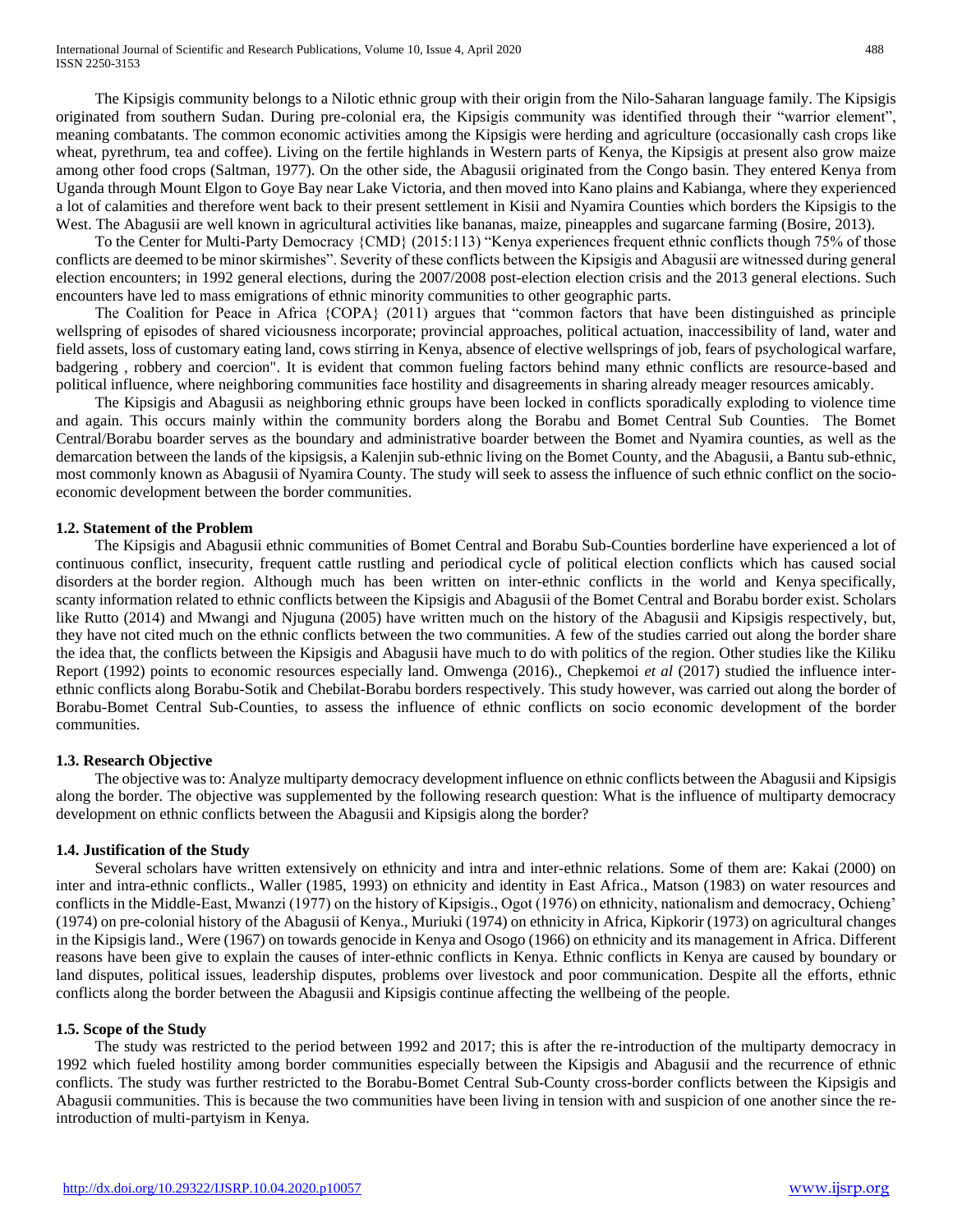The Kipsigis community belongs to a Nilotic ethnic group with their origin from the Nilo-Saharan language family. The Kipsigis originated from southern Sudan. During pre-colonial era, the Kipsigis community was identified through their "warrior element", meaning combatants. The common economic activities among the Kipsigis were herding and agriculture (occasionally cash crops like wheat, pyrethrum, tea and coffee). Living on the fertile highlands in Western parts of Kenya, the Kipsigis at present also grow maize among other food crops (Saltman, 1977). On the other side, the Abagusii originated from the Congo basin. They entered Kenya from Uganda through Mount Elgon to Goye Bay near Lake Victoria, and then moved into Kano plains and Kabianga, where they experienced a lot of calamities and therefore went back to their present settlement in Kisii and Nyamira Counties which borders the Kipsigis to the West. The Abagusii are well known in agricultural activities like bananas, maize, pineapples and sugarcane farming (Bosire, 2013).

To the Center for Multi-Party Democracy {CMD} (2015:113) "Kenya experiences frequent ethnic conflicts though 75% of those conflicts are deemed to be minor skirmishes". Severity of these conflicts between the Kipsigis and Abagusii are witnessed during general election encounters; in 1992 general elections, during the 2007/2008 post-election election crisis and the 2013 general elections. Such encounters have led to mass emigrations of ethnic minority communities to other geographic parts.

The Coalition for Peace in Africa {COPA} (2011) argues that "common factors that have been distinguished as principle wellspring of episodes of shared viciousness incorporate; provincial approaches, political actuation, inaccessibility of land, water and field assets, loss of customary eating land, cows stirring in Kenya, absence of elective wellsprings of job, fears of psychological warfare, badgering , robbery and coercion". It is evident that common fueling factors behind many ethnic conflicts are resource-based and political influence, where neighboring communities face hostility and disagreements in sharing already meager resources amicably.

The Kipsigis and Abagusii as neighboring ethnic groups have been locked in conflicts sporadically exploding to violence time and again. This occurs mainly within the community borders along the Borabu and Bomet Central Sub Counties. The Bomet Central/Borabu boarder serves as the boundary and administrative boarder between the Bomet and Nyamira counties, as well as the demarcation between the lands of the kipsigsis, a Kalenjin sub-ethnic living on the Bomet County, and the Abagusii, a Bantu sub-ethnic, most commonly known as Abagusii of Nyamira County. The study will seek to assess the influence of such ethnic conflict on the socio-economic development between the border communities.

### 1.2. Statement of the Problem

The Kipsigis and Abagusii ethnic communities of Bomet Central and Borabu Sub-Counties borderline have experienced a lot of continuous conflict, insecurity, frequent cattle rustling and periodical cycle of political election conflicts which has caused social disorders at the border region. Although much has been written on inter-ethnic conflicts in the world and Kenya specifically, scanty information related to ethnic conflicts between the Kipsigis and Abagusii of the Bomet Central and Borabu border exist. Scholars like Rutto (2014) and Mwangi and Njuguna (2005) have written much on the history of the Abagusii and Kipsigis respectively, but, they have not cited much on the ethnic conflicts between the two communities. A few of the studies carried out along the border share the idea that, the conflicts between the Kipsigis and Abagusii have much to do with politics of the region. Other studies like the Kiliku Report (1992) points to economic resources especially land. Omwenga (2016)., Chepkemoi *et al* (2017) studied the influence inter-ethnic conflicts along Borabu-Sotik and Chebilat-Borabu borders respectively. This study however, was carried out along the border of Borabu-Bomet Central Sub-Counties, to assess the influence of ethnic conflicts on socio economic development of the border communities.

### 1.3. Research Objective

The objective was to: Analyze multiparty democracy development influence on ethnic conflicts between the Abagusii and Kipsigis along the border. The objective was supplemented by the following research question: What is the influence of multiparty democracy development on ethnic conflicts between the Abagusii and Kipsigis along the border?

### 1.4. Justification of the Study

Several scholars have written extensively on ethnicity and intra and inter-ethnic relations. Some of them are: Kakai (2000) on inter and intra-ethnic conflicts., Waller (1985, 1993) on ethnicity and identity in East Africa., Matson (1983) on water resources and conflicts in the Middle-East, Mwanzi (1977) on the history of Kipsigis., Ogot (1976) on ethnicity, nationalism and democracy, Ochieng' (1974) on pre-colonial history of the Abagusii of Kenya., Muriuki (1974) on ethnicity in Africa, Kipkorir (1973) on agricultural changes in the Kipsigis land., Were (1967) on towards genocide in Kenya and Osogo (1966) on ethnicity and its management in Africa. Different reasons have been give to explain the causes of inter-ethnic conflicts in Kenya. Ethnic conflicts in Kenya are caused by boundary or land disputes, political issues, leadership disputes, problems over livestock and poor communication. Despite all the efforts, ethnic conflicts along the border between the Abagusii and Kipsigis continue affecting the wellbeing of the people.

### 1.5. Scope of the Study

The study was restricted to the period between 1992 and 2017; this is after the re-introduction of the multiparty democracy in 1992 which fueled hostility among border communities especially between the Kipsigis and Abagusii and the recurrence of ethnic conflicts. The study was further restricted to the Borabu-Bomet Central Sub-County cross-border conflicts between the Kipsigis and Abagusii communities. This is because the two communities have been living in tension with and suspicion of one another since the re-introduction of multi-partyism in Kenya.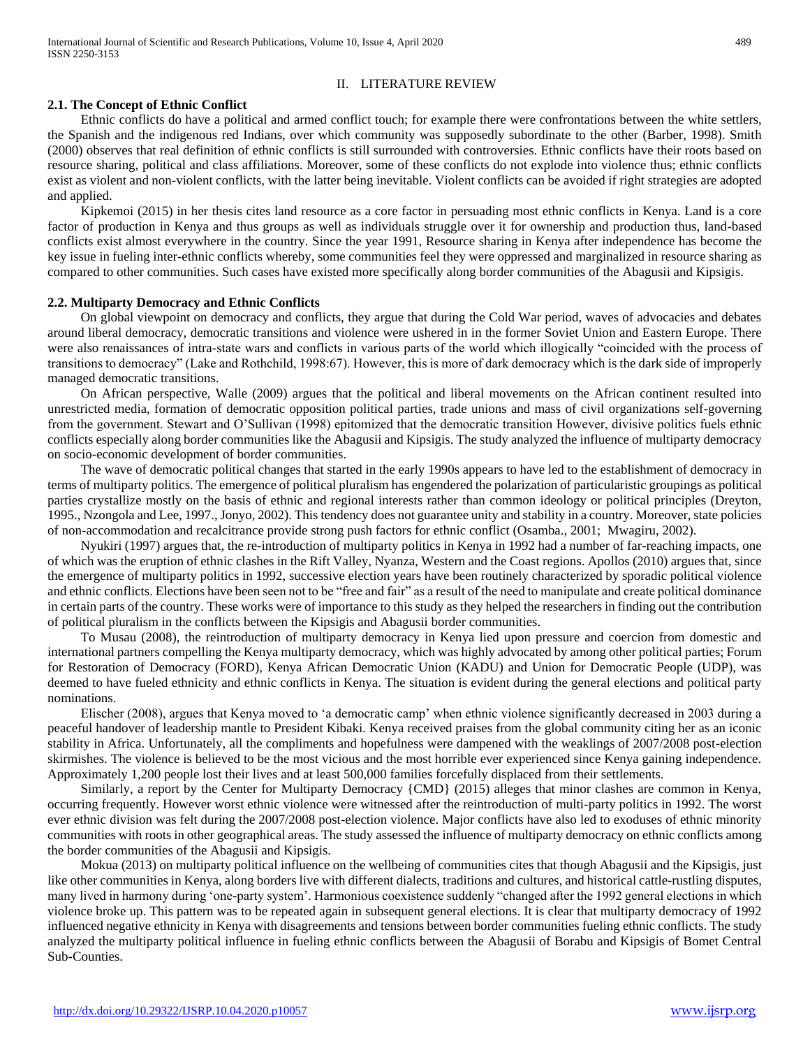## II. LITERATURE REVIEW

### 2.1. The Concept of Ethnic Conflict

Ethnic conflicts do have a political and armed conflict touch; for example there were confrontations between the white settlers, the Spanish and the indigenous red Indians, over which community was supposedly subordinate to the other (Barber, 1998). Smith (2000) observes that real definition of ethnic conflicts is still surrounded with controversies. Ethnic conflicts have their roots based on resource sharing, political and class affiliations. Moreover, some of these conflicts do not explode into violence thus; ethnic conflicts exist as violent and non-violent conflicts, with the latter being inevitable. Violent conflicts can be avoided if right strategies are adopted and applied.

Kipkemoi (2015) in her thesis cites land resource as a core factor in persuading most ethnic conflicts in Kenya. Land is a core factor of production in Kenya and thus groups as well as individuals struggle over it for ownership and production thus, land-based conflicts exist almost everywhere in the country. Since the year 1991, Resource sharing in Kenya after independence has become the key issue in fueling inter-ethnic conflicts whereby, some communities feel they were oppressed and marginalized in resource sharing as compared to other communities. Such cases have existed more specifically along border communities of the Abagusii and Kipsigis.

### 2.2. Multiparty Democracy and Ethnic Conflicts

On global viewpoint on democracy and conflicts, they argue that during the Cold War period, waves of advocacies and debates around liberal democracy, democratic transitions and violence were ushered in in the former Soviet Union and Eastern Europe. There were also renaissances of intra-state wars and conflicts in various parts of the world which illogically "coincided with the process of transitions to democracy" (Lake and Rothchild, 1998:67). However, this is more of dark democracy which is the dark side of improperly managed democratic transitions.

On African perspective, Walle (2009) argues that the political and liberal movements on the African continent resulted into unrestricted media, formation of democratic opposition political parties, trade unions and mass of civil organizations self-governing from the government. Stewart and O'Sullivan (1998) epitomized that the democratic transition However, divisive politics fuels ethnic conflicts especially along border communities like the Abagusii and Kipsigis. The study analyzed the influence of multiparty democracy on socio-economic development of border communities.

The wave of democratic political changes that started in the early 1990s appears to have led to the establishment of democracy in terms of multiparty politics. The emergence of political pluralism has engendered the polarization of particularistic groupings as political parties crystallize mostly on the basis of ethnic and regional interests rather than common ideology or political principles (Dreyton, 1995., Nzongola and Lee, 1997., Jonyo, 2002). This tendency does not guarantee unity and stability in a country. Moreover, state policies of non-accommodation and recalcitrance provide strong push factors for ethnic conflict (Osamba., 2001; Mwagiru, 2002).

Nyukiri (1997) argues that, the re-introduction of multiparty politics in Kenya in 1992 had a number of far-reaching impacts, one of which was the eruption of ethnic clashes in the Rift Valley, Nyanza, Western and the Coast regions. Apollos (2010) argues that, since the emergence of multiparty politics in 1992, successive election years have been routinely characterized by sporadic political violence and ethnic conflicts. Elections have been seen not to be "free and fair" as a result of the need to manipulate and create political dominance in certain parts of the country. These works were of importance to this study as they helped the researchers in finding out the contribution of political pluralism in the conflicts between the Kipsigis and Abagusii border communities.

To Musau (2008), the reintroduction of multiparty democracy in Kenya lied upon pressure and coercion from domestic and international partners compelling the Kenya multiparty democracy, which was highly advocated by among other political parties; Forum for Restoration of Democracy (FORD), Kenya African Democratic Union (KADU) and Union for Democratic People (UDP), was deemed to have fueled ethnicity and ethnic conflicts in Kenya. The situation is evident during the general elections and political party nominations.

Elischer (2008), argues that Kenya moved to 'a democratic camp' when ethnic violence significantly decreased in 2003 during a peaceful handover of leadership mantle to President Kibaki. Kenya received praises from the global community citing her as an iconic stability in Africa. Unfortunately, all the compliments and hopefulness were dampened with the weaklings of 2007/2008 post-election skirmishes. The violence is believed to be the most vicious and the most horrible ever experienced since Kenya gaining independence. Approximately 1,200 people lost their lives and at least 500,000 families forcefully displaced from their settlements.

Similarly, a report by the Center for Multiparty Democracy {CMD} (2015) alleges that minor clashes are common in Kenya, occurring frequently. However worst ethnic violence were witnessed after the reintroduction of multi-party politics in 1992. The worst ever ethnic division was felt during the 2007/2008 post-election violence. Major conflicts have also led to exoduses of ethnic minority communities with roots in other geographical areas. The study assessed the influence of multiparty democracy on ethnic conflicts among the border communities of the Abagusii and Kipsigis.

Mokua (2013) on multiparty political influence on the wellbeing of communities cites that though Abagusii and the Kipsigis, just like other communities in Kenya, along borders live with different dialects, traditions and cultures, and historical cattle-rustling disputes, many lived in harmony during 'one-party system'. Harmonious coexistence suddenly "changed after the 1992 general elections in which violence broke up. This pattern was to be repeated again in subsequent general elections. It is clear that multiparty democracy of 1992 influenced negative ethnicity in Kenya with disagreements and tensions between border communities fueling ethnic conflicts. The study analyzed the multiparty political influence in fueling ethnic conflicts between the Abagusii of Borabu and Kipsigis of Bomet Central Sub-Counties.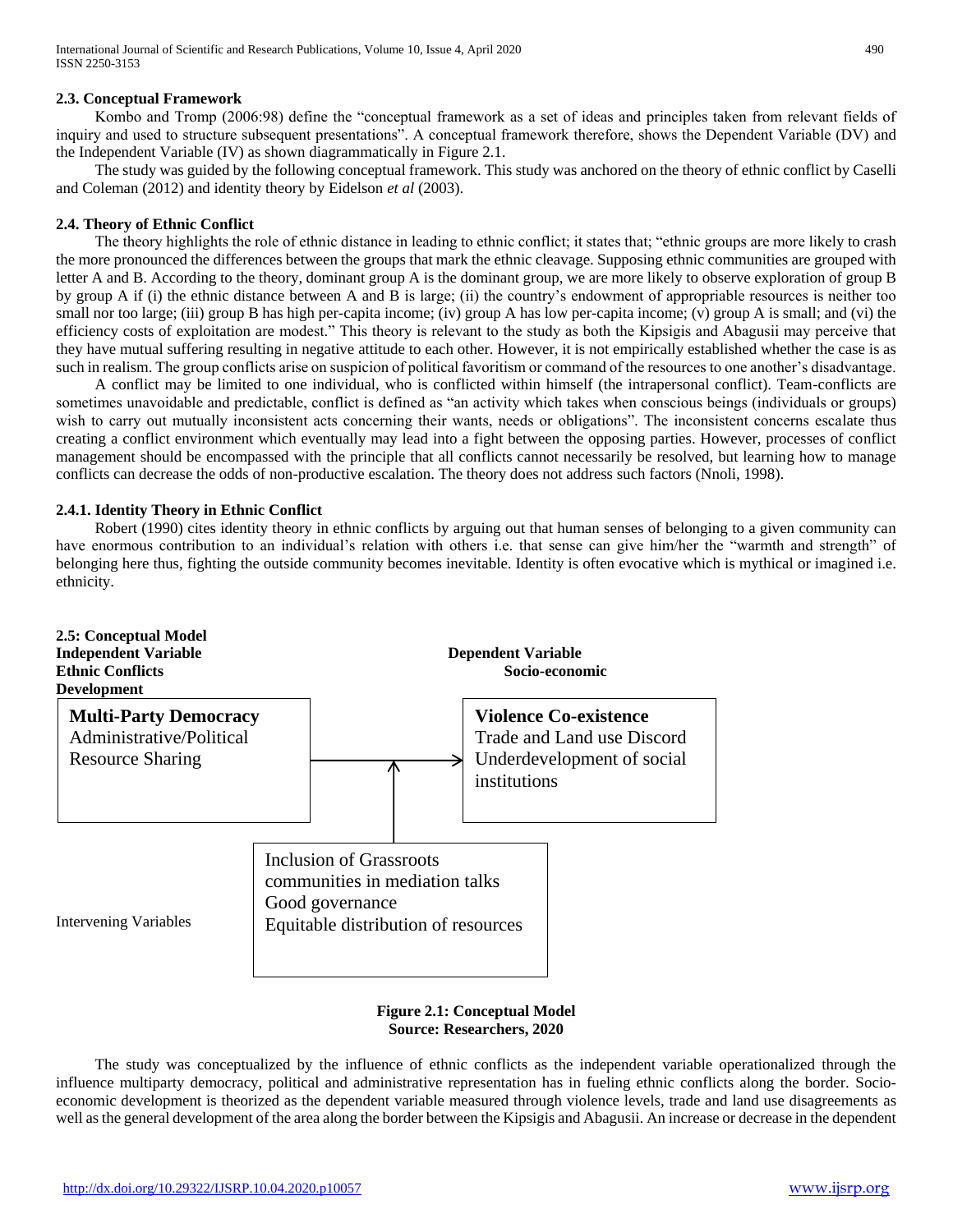### 2.3. Conceptual Framework

Kombo and Tromp (2006:98) define the "conceptual framework as a set of ideas and principles taken from relevant fields of inquiry and used to structure subsequent presentations". A conceptual framework therefore, shows the Dependent Variable (DV) and the Independent Variable (IV) as shown diagrammatically in Figure 2.1.

The study was guided by the following conceptual framework. This study was anchored on the theory of ethnic conflict by Caselli and Coleman (2012) and identity theory by Eidelson *et al* (2003).

### 2.4. Theory of Ethnic Conflict

The theory highlights the role of ethnic distance in leading to ethnic conflict; it states that; "ethnic groups are more likely to crash the more pronounced the differences between the groups that mark the ethnic cleavage. Supposing ethnic communities are grouped with letter A and B. According to the theory, dominant group A is the dominant group, we are more likely to observe exploration of group B by group A if (i) the ethnic distance between A and B is large; (ii) the country's endowment of appropriable resources is neither too small nor too large; (iii) group B has high per-capita income; (iv) group A has low per-capita income; (v) group A is small; and (vi) the efficiency costs of exploitation are modest." This theory is relevant to the study as both the Kipsigis and Abagusii may perceive that they have mutual suffering resulting in negative attitude to each other. However, it is not empirically established whether the case is as such in realism. The group conflicts arise on suspicion of political favoritism or command of the resources to one another's disadvantage.

A conflict may be limited to one individual, who is conflicted within himself (the intrapersonal conflict). Team-conflicts are sometimes unavoidable and predictable, conflict is defined as "an activity which takes when conscious beings (individuals or groups) wish to carry out mutually inconsistent acts concerning their wants, needs or obligations". The inconsistent concerns escalate thus creating a conflict environment which eventually may lead into a fight between the opposing parties. However, processes of conflict management should be encompassed with the principle that all conflicts cannot necessarily be resolved, but learning how to manage conflicts can decrease the odds of non-productive escalation. The theory does not address such factors (Nnoli, 1998).

#### 2.4.1. Identity Theory in Ethnic Conflict

Robert (1990) cites identity theory in ethnic conflicts by arguing out that human senses of belonging to a given community can have enormous contribution to an individual's relation with others i.e. that sense can give him/her the "warmth and strength" of belonging here thus, fighting the outside community becomes inevitable. Identity is often evocative which is mythical or imagined i.e. ethnicity.

**2.5: Conceptual Model**

**Independent Variable** — **Ethnic Conflicts**

- **Multi-Party Democracy**
- Administrative/Political
- Resource Sharing

**Dependent Variable** — **Socio-economic Development**

- **Violence Co-existence**
- Trade and Land use Discord
- Underdevelopment of social institutions

Intervening Variables

- Inclusion of Grassroots communities in mediation talks
- Good governance
- Equitable distribution of resources

**Figure 2.1: Conceptual Model**
**Source: Researchers, 2020**

The study was conceptualized by the influence of ethnic conflicts as the independent variable operationalized through the influence multiparty democracy, political and administrative representation has in fueling ethnic conflicts along the border. Socio-economic development is theorized as the dependent variable measured through violence levels, trade and land use disagreements as well as the general development of the area along the border between the Kipsigis and Abagusii. An increase or decrease in the dependent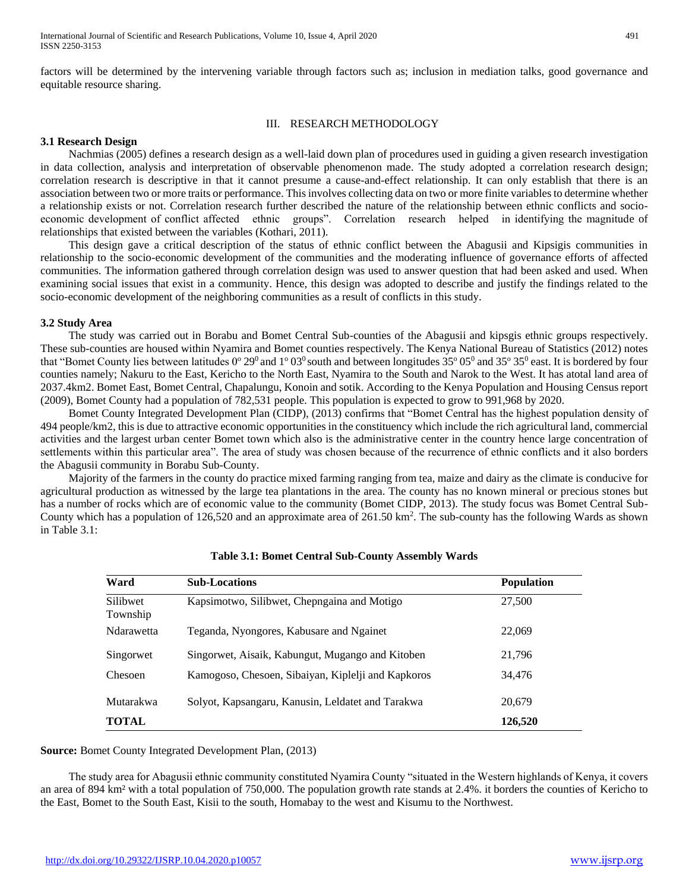factors will be determined by the intervening variable through factors such as; inclusion in mediation talks, good governance and equitable resource sharing.

## III. RESEARCH METHODOLOGY

### 3.1 Research Design

Nachmias (2005) defines a research design as a well-laid down plan of procedures used in guiding a given research investigation in data collection, analysis and interpretation of observable phenomenon made. The study adopted a correlation research design; correlation research is descriptive in that it cannot presume a cause-and-effect relationship. It can only establish that there is an association between two or more traits or performance. This involves collecting data on two or more finite variables to determine whether a relationship exists or not. Correlation research further described the nature of the relationship between ethnic conflicts and socio-economic development of conflict affected ethnic groups". Correlation research helped in identifying the magnitude of relationships that existed between the variables (Kothari, 2011).

This design gave a critical description of the status of ethnic conflict between the Abagusii and Kipsigis communities in relationship to the socio-economic development of the communities and the moderating influence of governance efforts of affected communities. The information gathered through correlation design was used to answer question that had been asked and used. When examining social issues that exist in a community. Hence, this design was adopted to describe and justify the findings related to the socio-economic development of the neighboring communities as a result of conflicts in this study.

### 3.2 Study Area

The study was carried out in Borabu and Bomet Central Sub-counties of the Abagusii and kipsgis ethnic groups respectively. These sub-counties are housed within Nyamira and Bomet counties respectively. The Kenya National Bureau of Statistics (2012) notes that "Bomet County lies between latitudes $0^{o}\ 29^{0}$ and $1^{o}\ 03^{0}$ south and between longitudes $35^{o}\ 05^{0}$ and $35^{o}\ 35^{0}$ east. It is bordered by four counties namely; Nakuru to the East, Kericho to the North East, Nyamira to the South and Narok to the West. It has atotal land area of 2037.4km2. Bomet East, Bomet Central, Chapalungu, Konoin and sotik. According to the Kenya Population and Housing Census report (2009), Bomet County had a population of 782,531 people. This population is expected to grow to 991,968 by 2020.

Bomet County Integrated Development Plan (CIDP), (2013) confirms that "Bomet Central has the highest population density of 494 people/km2, this is due to attractive economic opportunities in the constituency which include the rich agricultural land, commercial activities and the largest urban center Bomet town which also is the administrative center in the country hence large concentration of settlements within this particular area". The area of study was chosen because of the recurrence of ethnic conflicts and it also borders the Abagusii community in Borabu Sub-County.

Majority of the farmers in the county do practice mixed farming ranging from tea, maize and dairy as the climate is conducive for agricultural production as witnessed by the large tea plantations in the area. The county has no known mineral or precious stones but has a number of rocks which are of economic value to the community (Bomet CIDP, 2013). The study focus was Bomet Central Sub-County which has a population of 126,520 and an approximate area of 261.50 $km^2$. The sub-county has the following Wards as shown in Table 3.1:

**Table 3.1: Bomet Central Sub-County Assembly Wards**

| Ward | Sub-Locations | Population |
|---|---|---|
| Silibwet Township | Kapsimotwo, Silibwet, Chepngaina and Motigo | 27,500 |
| Ndarawetta | Teganda, Nyongores, Kabusare and Ngainet | 22,069 |
| Singorwet | Singorwet, Aisaik, Kabungut, Mugango and Kitoben | 21,796 |
| Chesoen | Kamogoso, Chesoen, Sibaiyan, Kiplelji and Kapkoros | 34,476 |
| Mutarakwa | Solyot, Kapsangaru, Kanusin, Leldatet and Tarakwa | 20,679 |
| **TOTAL** | | **126,520** |

**Source:** Bomet County Integrated Development Plan, (2013)

The study area for Abagusii ethnic community constituted Nyamira County "situated in the Western highlands of Kenya, it covers an area of 894 km² with a total population of 750,000. The population growth rate stands at 2.4%. it borders the counties of Kericho to the East, Bomet to the South East, Kisii to the south, Homabay to the west and Kisumu to the Northwest.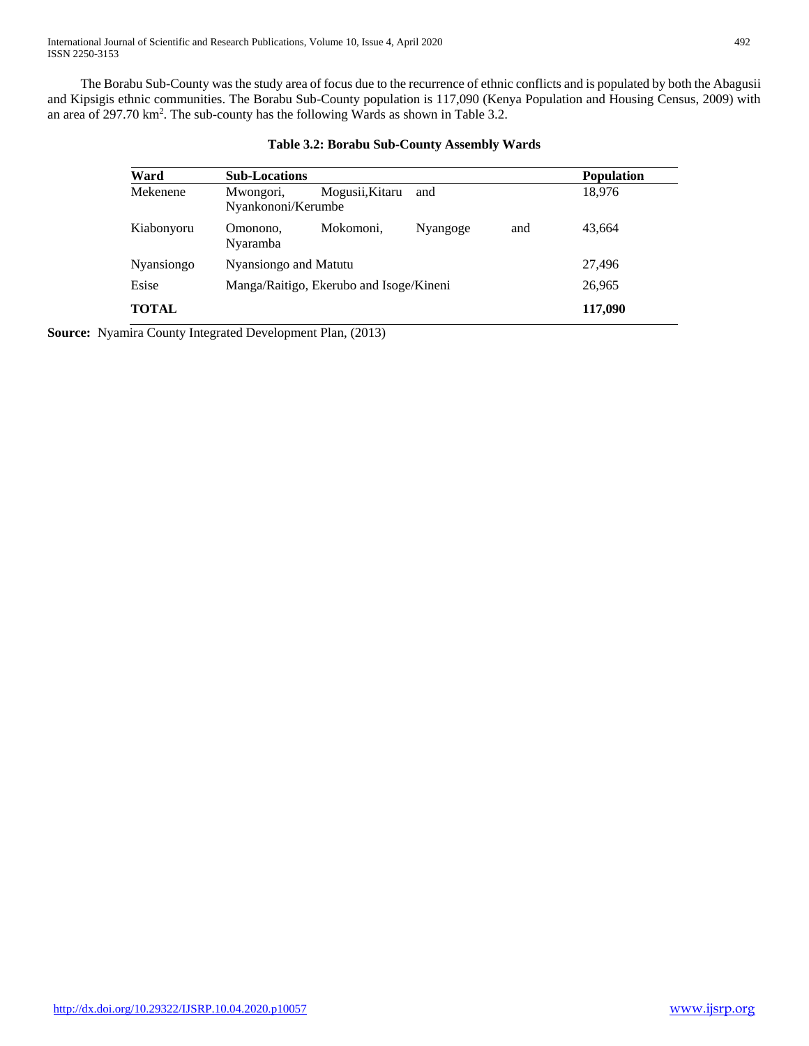The Borabu Sub-County was the study area of focus due to the recurrence of ethnic conflicts and is populated by both the Abagusii and Kipsigis ethnic communities. The Borabu Sub-County population is 117,090 (Kenya Population and Housing Census, 2009) with an area of 297.70 km$^2$. The sub-county has the following Wards as shown in Table 3.2.

**Table 3.2: Borabu Sub-County Assembly Wards**

| Ward | Sub-Locations | Population |
|---|---|---|
| Mekenene | Mwongori, Mogusii, Kitaru and Nyankononi/Kerumbe | 18,976 |
| Kiabonyoru | Omonono, Mokomoni, Nyangoge and Nyaramba | 43,664 |
| Nyansiongo | Nyansiongo and Matutu | 27,496 |
| Esise | Manga/Raitigo, Ekerubo and Isoge/Kineni | 26,965 |
| **TOTAL** | | **117,090** |

**Source:** Nyamira County Integrated Development Plan, (2013)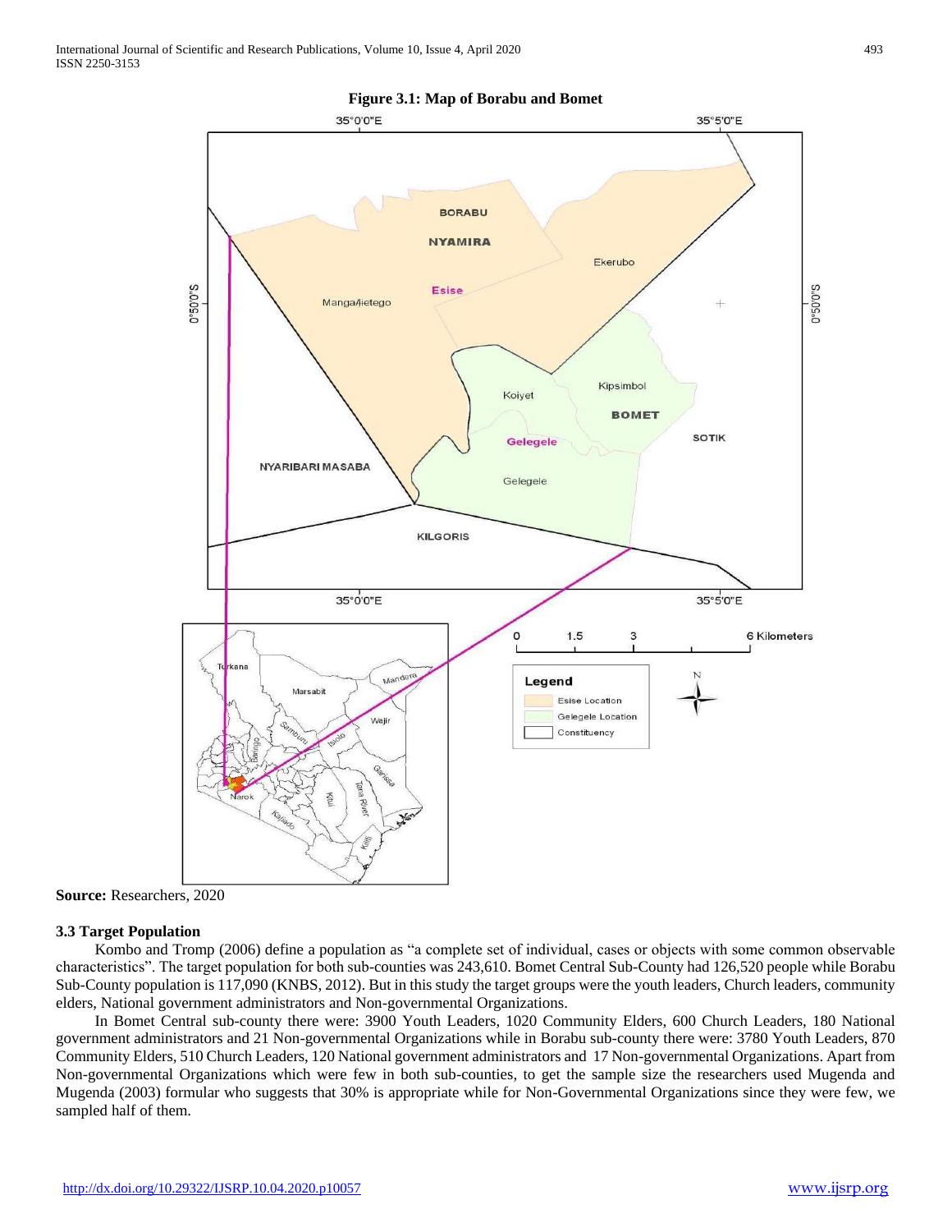**Figure 3.1: Map of Borabu and Bomet**

**Source:** Researchers, 2020

### 3.3 Target Population

Kombo and Tromp (2006) define a population as "a complete set of individual, cases or objects with some common observable characteristics". The target population for both sub-counties was 243,610. Bomet Central Sub-County had 126,520 people while Borabu Sub-County population is 117,090 (KNBS, 2012). But in this study the target groups were the youth leaders, Church leaders, community elders, National government administrators and Non-governmental Organizations.

In Bomet Central sub-county there were: 3900 Youth Leaders, 1020 Community Elders, 600 Church Leaders, 180 National government administrators and 21 Non-governmental Organizations while in Borabu sub-county there were: 3780 Youth Leaders, 870 Community Elders, 510 Church Leaders, 120 National government administrators and 17 Non-governmental Organizations. Apart from Non-governmental Organizations which were few in both sub-counties, to get the sample size the researchers used Mugenda and Mugenda (2003) formular who suggests that 30% is appropriate while for Non-Governmental Organizations since they were few, we sampled half of them.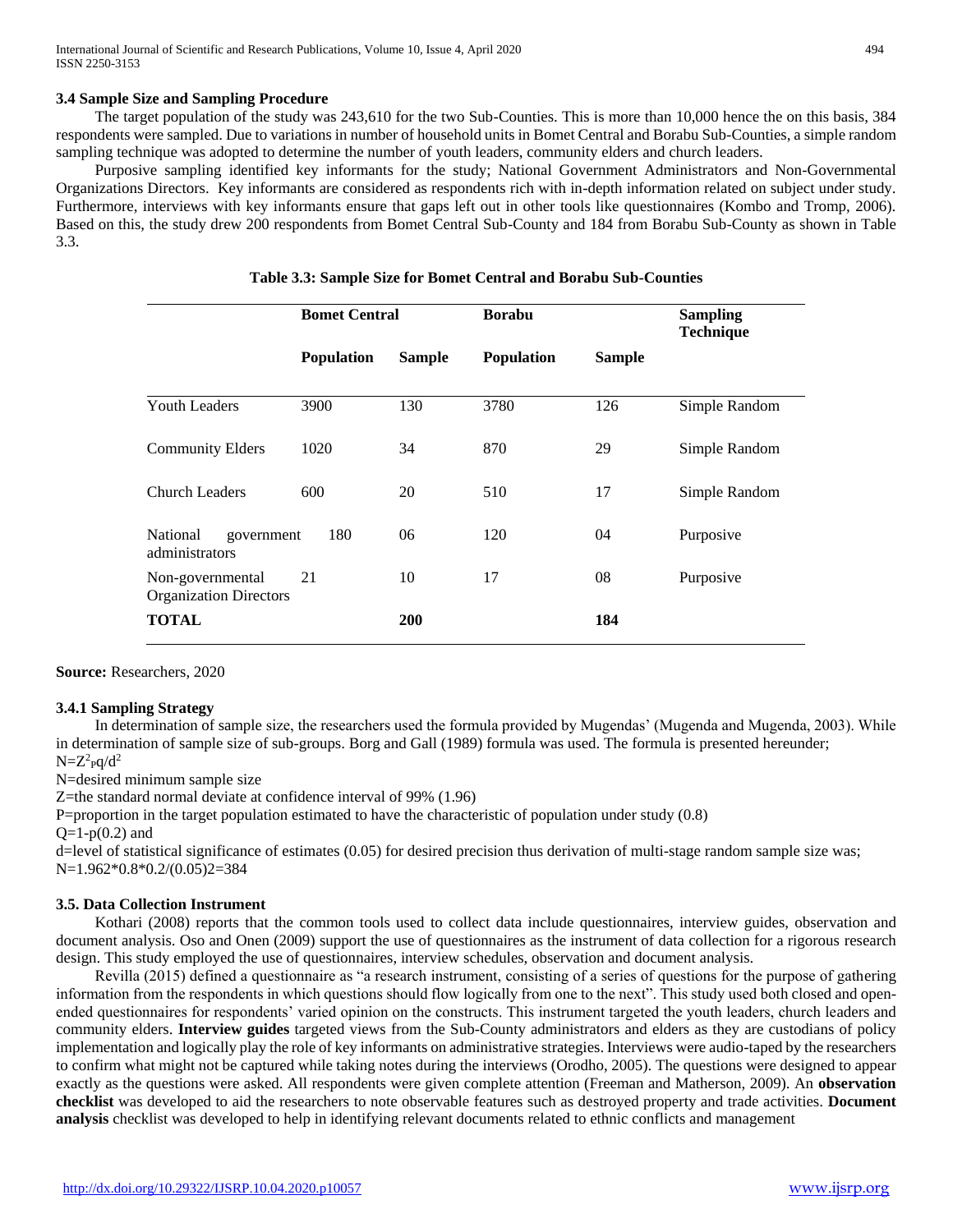### 3.4 Sample Size and Sampling Procedure

The target population of the study was 243,610 for the two Sub-Counties. This is more than 10,000 hence the on this basis, 384 respondents were sampled. Due to variations in number of household units in Bomet Central and Borabu Sub-Counties, a simple random sampling technique was adopted to determine the number of youth leaders, community elders and church leaders.

Purposive sampling identified key informants for the study; National Government Administrators and Non-Governmental Organizations Directors. Key informants are considered as respondents rich with in-depth information related on subject under study. Furthermore, interviews with key informants ensure that gaps left out in other tools like questionnaires (Kombo and Tromp, 2006). Based on this, the study drew 200 respondents from Bomet Central Sub-County and 184 from Borabu Sub-County as shown in Table 3.3.

**Table 3.3: Sample Size for Bomet Central and Borabu Sub-Counties**

| | **Bomet Central** | | **Borabu** | | **Sampling Technique** |
|---|---|---|---|---|---|
| | **Population** | **Sample** | **Population** | **Sample** | |
| Youth Leaders | 3900 | 130 | 3780 | 126 | Simple Random |
| Community Elders | 1020 | 34 | 870 | 29 | Simple Random |
| Church Leaders | 600 | 20 | 510 | 17 | Simple Random |
| National government administrators | 180 | 06 | 120 | 04 | Purposive |
| Non-governmental Organization Directors | 21 | 10 | 17 | 08 | Purposive |
| **TOTAL** | | **200** | | **184** | |

**Source:** Researchers, 2020

#### 3.4.1 Sampling Strategy

In determination of sample size, the researchers used the formula provided by Mugendas' (Mugenda and Mugenda, 2003). While in determination of sample size of sub-groups. Borg and Gall (1989) formula was used. The formula is presented hereunder;

$N=Z^2pq/d^2$

N=desired minimum sample size

Z=the standard normal deviate at confidence interval of 99% (1.96)

P=proportion in the target population estimated to have the characteristic of population under study (0.8)

Q=1-p(0.2) and

d=level of statistical significance of estimates (0.05) for desired precision thus derivation of multi-stage random sample size was; N=1.962*0.8*0.2/(0.05)2=384

### 3.5. Data Collection Instrument

Kothari (2008) reports that the common tools used to collect data include questionnaires, interview guides, observation and document analysis. Oso and Onen (2009) support the use of questionnaires as the instrument of data collection for a rigorous research design. This study employed the use of questionnaires, interview schedules, observation and document analysis.

Revilla (2015) defined a questionnaire as "a research instrument, consisting of a series of questions for the purpose of gathering information from the respondents in which questions should flow logically from one to the next". This study used both closed and open-ended questionnaires for respondents' varied opinion on the constructs. This instrument targeted the youth leaders, church leaders and community elders. **Interview guides** targeted views from the Sub-County administrators and elders as they are custodians of policy implementation and logically play the role of key informants on administrative strategies. Interviews were audio-taped by the researchers to confirm what might not be captured while taking notes during the interviews (Orodho, 2005). The questions were designed to appear exactly as the questions were asked. All respondents were given complete attention (Freeman and Matherson, 2009). An **observation checklist** was developed to aid the researchers to note observable features such as destroyed property and trade activities. **Document analysis** checklist was developed to help in identifying relevant documents related to ethnic conflicts and management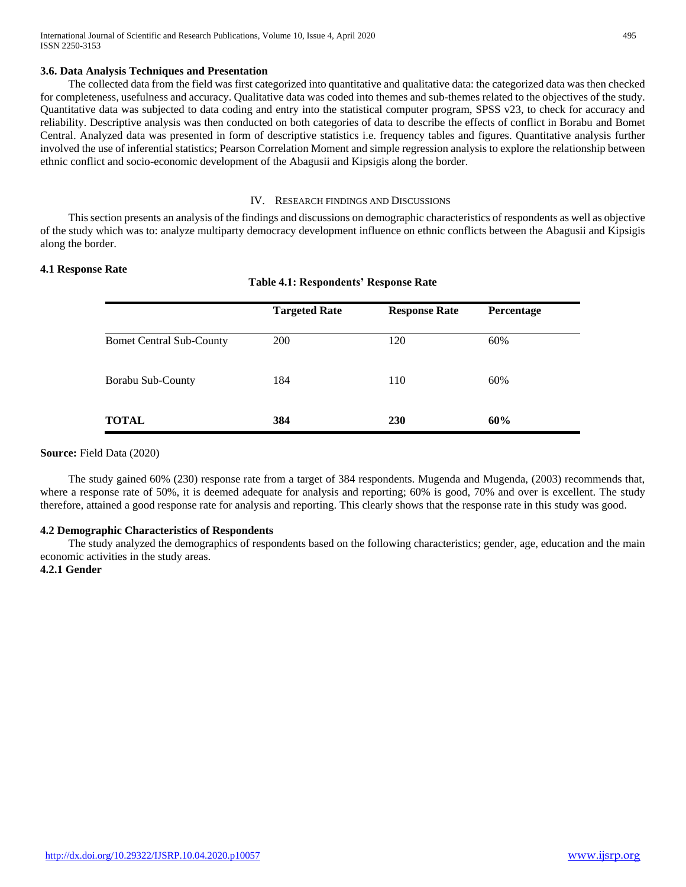### 3.6. Data Analysis Techniques and Presentation

The collected data from the field was first categorized into quantitative and qualitative data: the categorized data was then checked for completeness, usefulness and accuracy. Qualitative data was coded into themes and sub-themes related to the objectives of the study. Quantitative data was subjected to data coding and entry into the statistical computer program, SPSS v23, to check for accuracy and reliability. Descriptive analysis was then conducted on both categories of data to describe the effects of conflict in Borabu and Bomet Central. Analyzed data was presented in form of descriptive statistics i.e. frequency tables and figures. Quantitative analysis further involved the use of inferential statistics; Pearson Correlation Moment and simple regression analysis to explore the relationship between ethnic conflict and socio-economic development of the Abagusii and Kipsigis along the border.

## IV. Research Findings and Discussions

This section presents an analysis of the findings and discussions on demographic characteristics of respondents as well as objective of the study which was to: analyze multiparty democracy development influence on ethnic conflicts between the Abagusii and Kipsigis along the border.

### 4.1 Response Rate

**Table 4.1: Respondents' Response Rate**

| | Targeted Rate | Response Rate | Percentage |
|---|---|---|---|
| Bomet Central Sub-County | 200 | 120 | 60% |
| Borabu Sub-County | 184 | 110 | 60% |
| **TOTAL** | **384** | **230** | **60%** |

**Source:** Field Data (2020)

The study gained 60% (230) response rate from a target of 384 respondents. Mugenda and Mugenda, (2003) recommends that, where a response rate of 50%, it is deemed adequate for analysis and reporting; 60% is good, 70% and over is excellent. The study therefore, attained a good response rate for analysis and reporting. This clearly shows that the response rate in this study was good.

### 4.2 Demographic Characteristics of Respondents

The study analyzed the demographics of respondents based on the following characteristics; gender, age, education and the main economic activities in the study areas.

#### 4.2.1 Gender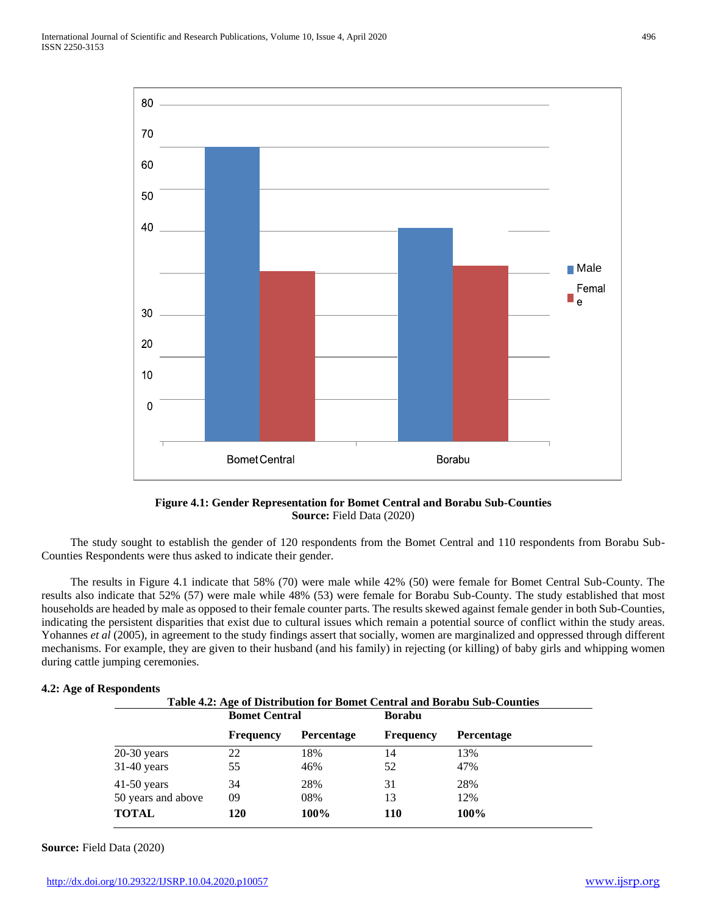**Figure 4.1: Gender Representation for Bomet Central and Borabu Sub-Counties**
**Source:** Field Data (2020)

The study sought to establish the gender of 120 respondents from the Bomet Central and 110 respondents from Borabu Sub-Counties Respondents were thus asked to indicate their gender.

The results in Figure 4.1 indicate that 58% (70) were male while 42% (50) were female for Bomet Central Sub-County. The results also indicate that 52% (57) were male while 48% (53) were female for Borabu Sub-County. The study established that most households are headed by male as opposed to their female counter parts. The results skewed against female gender in both Sub-Counties, indicating the persistent disparities that exist due to cultural issues which remain a potential source of conflict within the study areas. Yohannes *et al* (2005), in agreement to the study findings assert that socially, women are marginalized and oppressed through different mechanisms. For example, they are given to their husband (and his family) in rejecting (or killing) of baby girls and whipping women during cattle jumping ceremonies.

### 4.2: Age of Respondents

**Table 4.2: Age of Distribution for Bomet Central and Borabu Sub-Counties**

| | **Bomet Central** | | **Borabu** | |
|---|---|---|---|---|
| | **Frequency** | **Percentage** | **Frequency** | **Percentage** |
| 20-30 years | 22 | 18% | 14 | 13% |
| 31-40 years | 55 | 46% | 52 | 47% |
| 41-50 years | 34 | 28% | 31 | 28% |
| 50 years and above | 09 | 08% | 13 | 12% |
| **TOTAL** | **120** | **100%** | **110** | **100%** |

**Source:** Field Data (2020)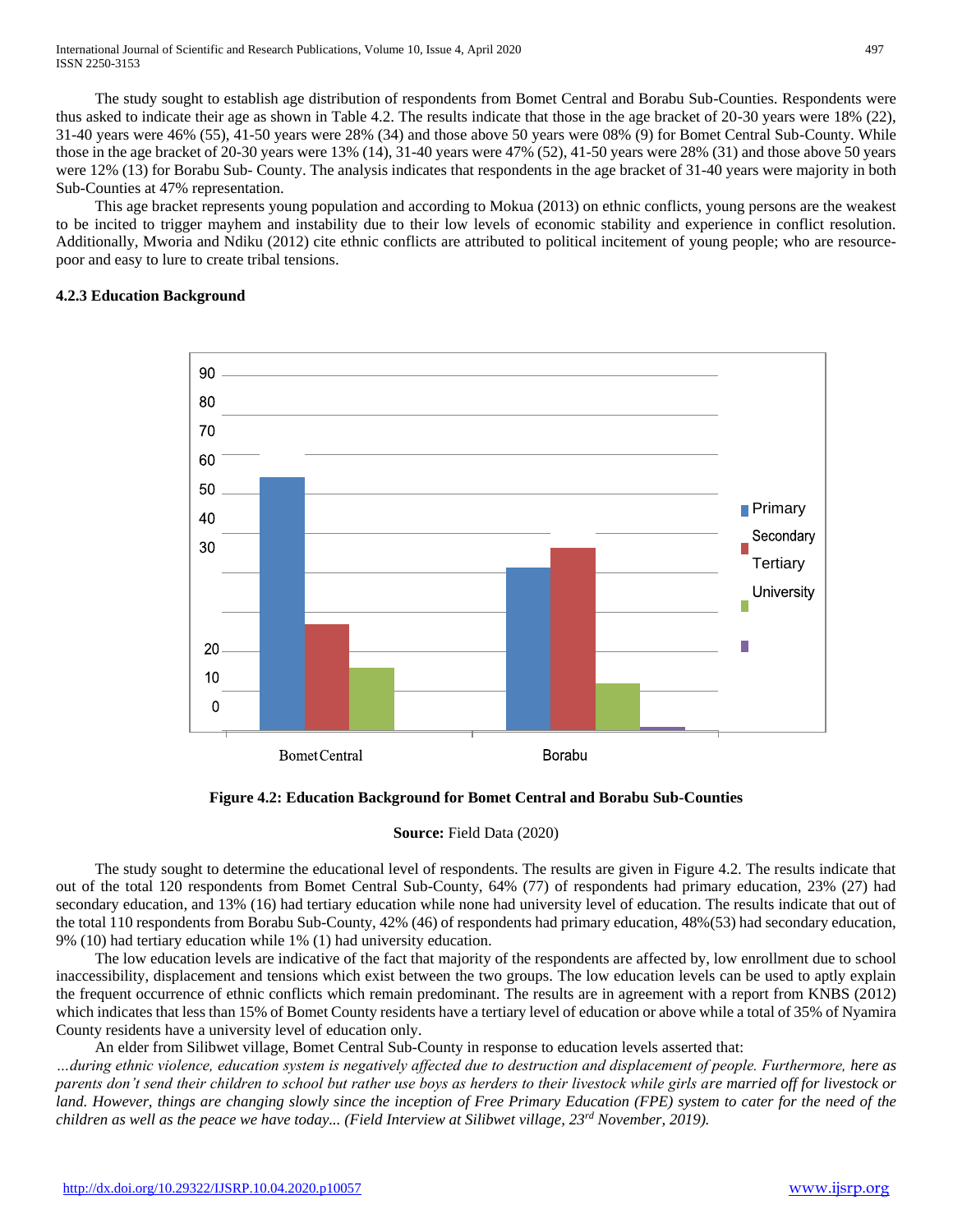The study sought to establish age distribution of respondents from Bomet Central and Borabu Sub-Counties. Respondents were thus asked to indicate their age as shown in Table 4.2. The results indicate that those in the age bracket of 20-30 years were 18% (22), 31-40 years were 46% (55), 41-50 years were 28% (34) and those above 50 years were 08% (9) for Bomet Central Sub-County. While those in the age bracket of 20-30 years were 13% (14), 31-40 years were 47% (52), 41-50 years were 28% (31) and those above 50 years were 12% (13) for Borabu Sub- County. The analysis indicates that respondents in the age bracket of 31-40 years were majority in both Sub-Counties at 47% representation.

This age bracket represents young population and according to Mokua (2013) on ethnic conflicts, young persons are the weakest to be incited to trigger mayhem and instability due to their low levels of economic stability and experience in conflict resolution. Additionally, Mworia and Ndiku (2012) cite ethnic conflicts are attributed to political incitement of young people; who are resource-poor and easy to lure to create tribal tensions.

### 4.2.3 Education Background

**Figure 4.2: Education Background for Bomet Central and Borabu Sub-Counties**

**Source:** Field Data (2020)

The study sought to determine the educational level of respondents. The results are given in Figure 4.2. The results indicate that out of the total 120 respondents from Bomet Central Sub-County, 64% (77) of respondents had primary education, 23% (27) had secondary education, and 13% (16) had tertiary education while none had university level of education. The results indicate that out of the total 110 respondents from Borabu Sub-County, 42% (46) of respondents had primary education, 48%(53) had secondary education, 9% (10) had tertiary education while 1% (1) had university education.

The low education levels are indicative of the fact that majority of the respondents are affected by, low enrollment due to school inaccessibility, displacement and tensions which exist between the two groups. The low education levels can be used to aptly explain the frequent occurrence of ethnic conflicts which remain predominant. The results are in agreement with a report from KNBS (2012) which indicates that less than 15% of Bomet County residents have a tertiary level of education or above while a total of 35% of Nyamira County residents have a university level of education only.

An elder from Silibwet village, Bomet Central Sub-County in response to education levels asserted that:

*…during ethnic violence, education system is negatively affected due to destruction and displacement of people. Furthermore, here as parents don't send their children to school but rather use boys as herders to their livestock while girls are married off for livestock or land. However, things are changing slowly since the inception of Free Primary Education (FPE) system to cater for the need of the children as well as the peace we have today... (Field Interview at Silibwet village, 23rd November, 2019).*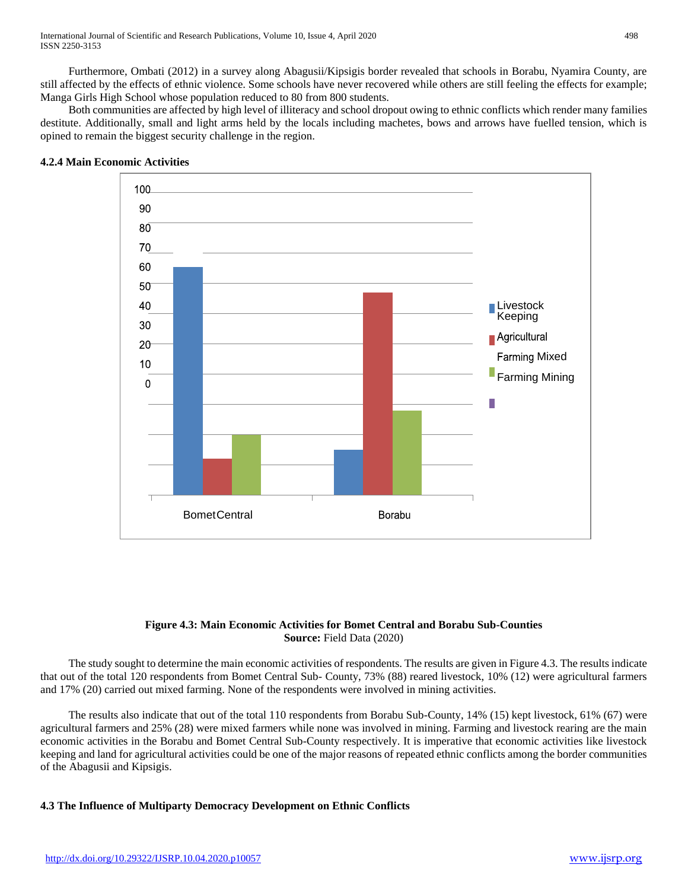Furthermore, Ombati (2012) in a survey along Abagusii/Kipsigis border revealed that schools in Borabu, Nyamira County, are still affected by the effects of ethnic violence. Some schools have never recovered while others are still feeling the effects for example; Manga Girls High School whose population reduced to 80 from 800 students.

Both communities are affected by high level of illiteracy and school dropout owing to ethnic conflicts which render many families destitute. Additionally, small and light arms held by the locals including machetes, bows and arrows have fuelled tension, which is opined to remain the biggest security challenge in the region.

**4.2.4 Main Economic Activities**

**Figure 4.3: Main Economic Activities for Bomet Central and Borabu Sub-Counties**
**Source:** Field Data (2020)

The study sought to determine the main economic activities of respondents. The results are given in Figure 4.3. The results indicate that out of the total 120 respondents from Bomet Central Sub- County, 73% (88) reared livestock, 10% (12) were agricultural farmers and 17% (20) carried out mixed farming. None of the respondents were involved in mining activities.

The results also indicate that out of the total 110 respondents from Borabu Sub-County, 14% (15) kept livestock, 61% (67) were agricultural farmers and 25% (28) were mixed farmers while none was involved in mining. Farming and livestock rearing are the main economic activities in the Borabu and Bomet Central Sub-County respectively. It is imperative that economic activities like livestock keeping and land for agricultural activities could be one of the major reasons of repeated ethnic conflicts among the border communities of the Abagusii and Kipsigis.

**4.3 The Influence of Multiparty Democracy Development on Ethnic Conflicts**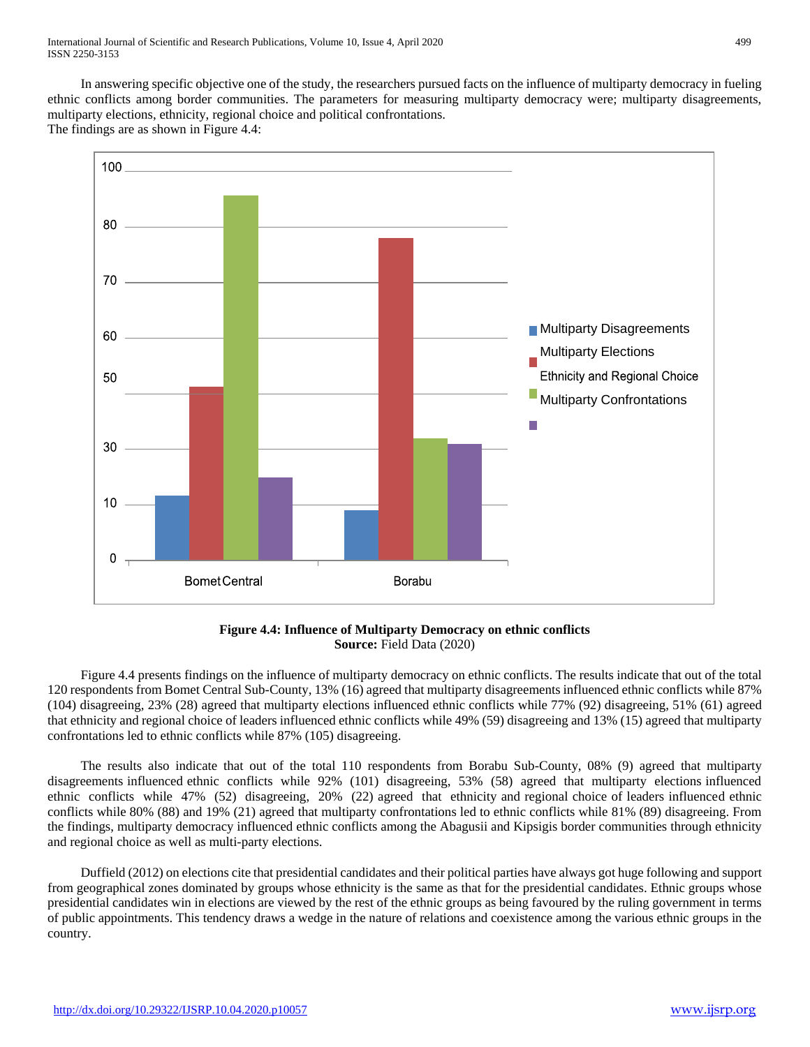In answering specific objective one of the study, the researchers pursued facts on the influence of multiparty democracy in fueling ethnic conflicts among border communities. The parameters for measuring multiparty democracy were; multiparty disagreements, multiparty elections, ethnicity, regional choice and political confrontations.
The findings are as shown in Figure 4.4:

**Figure 4.4: Influence of Multiparty Democracy on ethnic conflicts**
**Source:** Field Data (2020)

Figure 4.4 presents findings on the influence of multiparty democracy on ethnic conflicts. The results indicate that out of the total 120 respondents from Bomet Central Sub-County, 13% (16) agreed that multiparty disagreements influenced ethnic conflicts while 87% (104) disagreeing, 23% (28) agreed that multiparty elections influenced ethnic conflicts while 77% (92) disagreeing, 51% (61) agreed that ethnicity and regional choice of leaders influenced ethnic conflicts while 49% (59) disagreeing and 13% (15) agreed that multiparty confrontations led to ethnic conflicts while 87% (105) disagreeing.

The results also indicate that out of the total 110 respondents from Borabu Sub-County, 08% (9) agreed that multiparty disagreements influenced ethnic conflicts while 92% (101) disagreeing, 53% (58) agreed that multiparty elections influenced ethnic conflicts while 47% (52) disagreeing, 20% (22) agreed that ethnicity and regional choice of leaders influenced ethnic conflicts while 80% (88) and 19% (21) agreed that multiparty confrontations led to ethnic conflicts while 81% (89) disagreeing. From the findings, multiparty democracy influenced ethnic conflicts among the Abagusii and Kipsigis border communities through ethnicity and regional choice as well as multi-party elections.

Duffield (2012) on elections cite that presidential candidates and their political parties have always got huge following and support from geographical zones dominated by groups whose ethnicity is the same as that for the presidential candidates. Ethnic groups whose presidential candidates win in elections are viewed by the rest of the ethnic groups as being favoured by the ruling government in terms of public appointments. This tendency draws a wedge in the nature of relations and coexistence among the various ethnic groups in the country.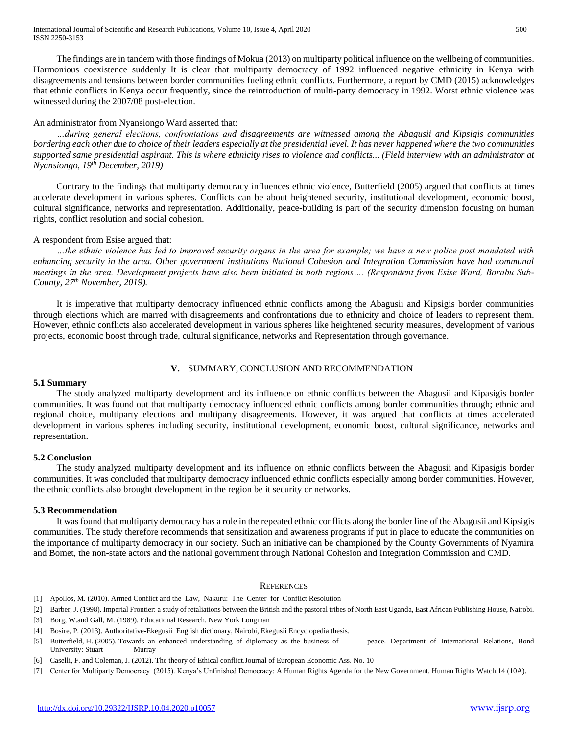The findings are in tandem with those findings of Mokua (2013) on multiparty political influence on the wellbeing of communities. Harmonious coexistence suddenly It is clear that multiparty democracy of 1992 influenced negative ethnicity in Kenya with disagreements and tensions between border communities fueling ethnic conflicts. Furthermore, a report by CMD (2015) acknowledges that ethnic conflicts in Kenya occur frequently, since the reintroduction of multi-party democracy in 1992. Worst ethnic violence was witnessed during the 2007/08 post-election.

An administrator from Nyansiongo Ward asserted that:

*…during general elections, confrontations and disagreements are witnessed among the Abagusii and Kipsigis communities bordering each other due to choice of their leaders especially at the presidential level. It has never happened where the two communities supported same presidential aspirant. This is where ethnicity rises to violence and conflicts... (Field interview with an administrator at Nyansiongo, 19th December, 2019)*

Contrary to the findings that multiparty democracy influences ethnic violence, Butterfield (2005) argued that conflicts at times accelerate development in various spheres. Conflicts can be about heightened security, institutional development, economic boost, cultural significance, networks and representation. Additionally, peace-building is part of the security dimension focusing on human rights, conflict resolution and social cohesion.

A respondent from Esise argued that:

*…the ethnic violence has led to improved security organs in the area for example; we have a new police post mandated with enhancing security in the area. Other government institutions National Cohesion and Integration Commission have had communal meetings in the area. Development projects have also been initiated in both regions…. (Respondent from Esise Ward, Borabu Sub-County, 27th November, 2019).*

It is imperative that multiparty democracy influenced ethnic conflicts among the Abagusii and Kipsigis border communities through elections which are marred with disagreements and confrontations due to ethnicity and choice of leaders to represent them. However, ethnic conflicts also accelerated development in various spheres like heightened security measures, development of various projects, economic boost through trade, cultural significance, networks and Representation through governance.

## V. SUMMARY, CONCLUSION AND RECOMMENDATION

### 5.1 Summary

The study analyzed multiparty development and its influence on ethnic conflicts between the Abagusii and Kipasigis border communities. It was found out that multiparty democracy influenced ethnic conflicts among border communities through; ethnic and regional choice, multiparty elections and multiparty disagreements. However, it was argued that conflicts at times accelerated development in various spheres including security, institutional development, economic boost, cultural significance, networks and representation.

### 5.2 Conclusion

The study analyzed multiparty development and its influence on ethnic conflicts between the Abagusii and Kipasigis border communities. It was concluded that multiparty democracy influenced ethnic conflicts especially among border communities. However, the ethnic conflicts also brought development in the region be it security or networks.

### 5.3 Recommendation

It was found that multiparty democracy has a role in the repeated ethnic conflicts along the border line of the Abagusii and Kipsigis communities. The study therefore recommends that sensitization and awareness programs if put in place to educate the communities on the importance of multiparty democracy in our society. Such an initiative can be championed by the County Governments of Nyamira and Bomet, the non-state actors and the national government through National Cohesion and Integration Commission and CMD.

## REFERENCES

[1] Apollos, M. (2010). Armed Conflict and the Law, Nakuru: The Center for Conflict Resolution

[2] Barber, J. (1998). Imperial Frontier: a study of retaliations between the British and the pastoral tribes of North East Uganda, East African Publishing House, Nairobi.

[3] Borg, W.and Gall, M. (1989). Educational Research. New York Longman

[4] Bosire, P. (2013). Authoritative-Ekegusii_English dictionary, Nairobi, Ekegusii Encyclopedia thesis.

[5] Butterfield, H. (2005). Towards an enhanced understanding of diplomacy as the business of peace. Department of International Relations, Bond University: Stuart Murray

[6] Caselli, F. and Coleman, J. (2012). The theory of Ethical conflict.Journal of European Economic Ass. No. 10

[7] Center for Multiparty Democracy (2015). Kenya's Unfinished Democracy: A Human Rights Agenda for the New Government. Human Rights Watch.14 (10A).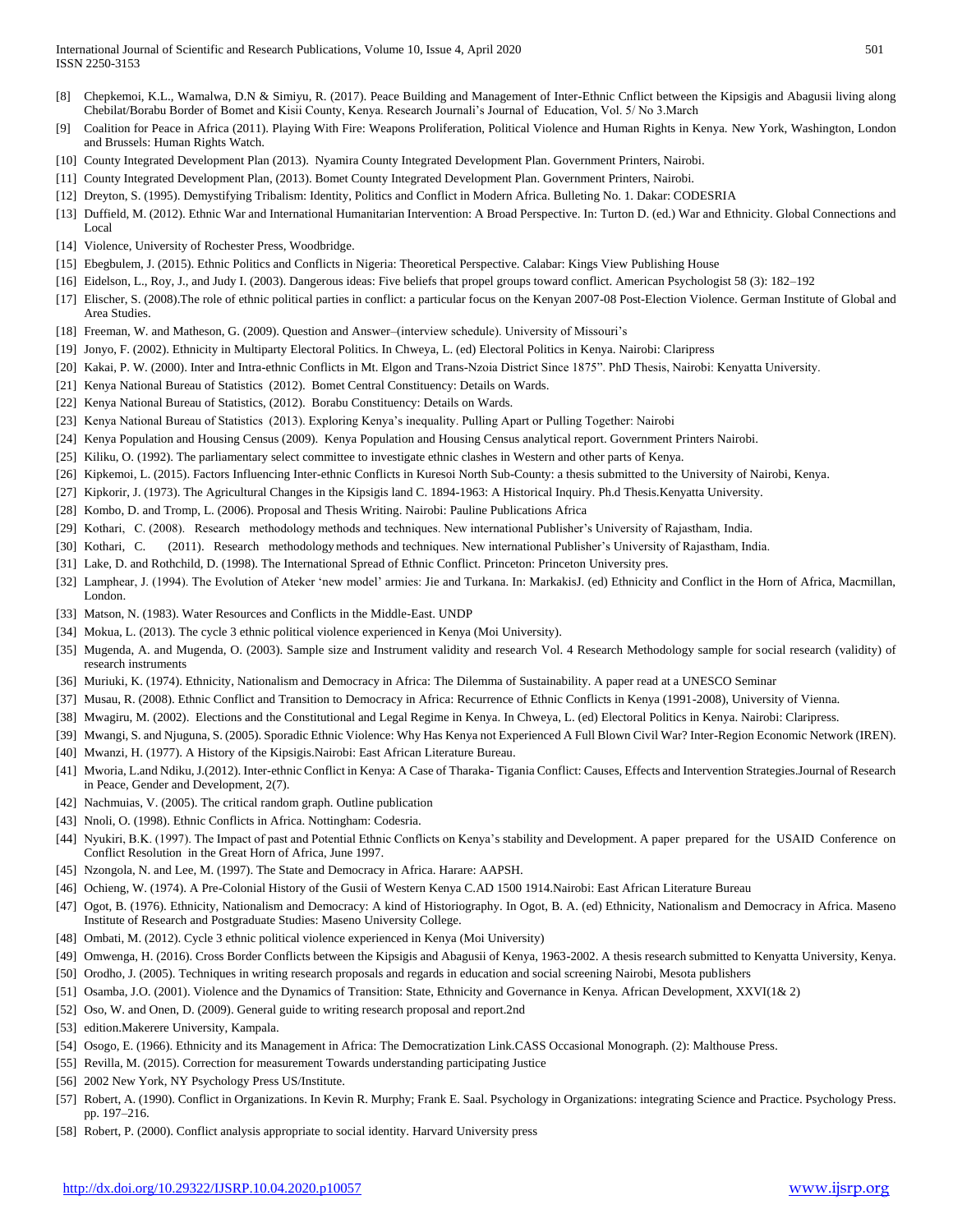[8] Chepkemoi, K.L., Wamalwa, D.N & Simiyu, R. (2017). Peace Building and Management of Inter-Ethnic Cnflict between the Kipsigis and Abagusii living along Chebilat/Borabu Border of Bomet and Kisii County, Kenya. Research Journali's Journal of Education, Vol. 5/ No 3.March

[9] Coalition for Peace in Africa (2011). Playing With Fire: Weapons Proliferation, Political Violence and Human Rights in Kenya. New York, Washington, London and Brussels: Human Rights Watch.

[10] County Integrated Development Plan (2013). Nyamira County Integrated Development Plan. Government Printers, Nairobi.

[11] County Integrated Development Plan, (2013). Bomet County Integrated Development Plan. Government Printers, Nairobi.

[12] Dreyton, S. (1995). Demystifying Tribalism: Identity, Politics and Conflict in Modern Africa. Bulleting No. 1. Dakar: CODESRIA

[13] Duffield, M. (2012). Ethnic War and International Humanitarian Intervention: A Broad Perspective. In: Turton D. (ed.) War and Ethnicity. Global Connections and Local

[14] Violence, University of Rochester Press, Woodbridge.

[15] Ebegbulem, J. (2015). Ethnic Politics and Conflicts in Nigeria: Theoretical Perspective. Calabar: Kings View Publishing House

[16] Eidelson, L., Roy, J., and Judy I. (2003). Dangerous ideas: Five beliefs that propel groups toward conflict. American Psychologist 58 (3): 182–192

[17] Elischer, S. (2008).The role of ethnic political parties in conflict: a particular focus on the Kenyan 2007-08 Post-Election Violence. German Institute of Global and Area Studies.

[18] Freeman, W. and Matheson, G. (2009). Question and Answer–(interview schedule). University of Missouri's

[19] Jonyo, F. (2002). Ethnicity in Multiparty Electoral Politics. In Chweya, L. (ed) Electoral Politics in Kenya. Nairobi: Claripress

[20] Kakai, P. W. (2000). Inter and Intra-ethnic Conflicts in Mt. Elgon and Trans-Nzoia District Since 1875". PhD Thesis, Nairobi: Kenyatta University.

[21] Kenya National Bureau of Statistics (2012). Bomet Central Constituency: Details on Wards.

[22] Kenya National Bureau of Statistics, (2012). Borabu Constituency: Details on Wards.

[23] Kenya National Bureau of Statistics (2013). Exploring Kenya's inequality. Pulling Apart or Pulling Together: Nairobi

[24] Kenya Population and Housing Census (2009). Kenya Population and Housing Census analytical report. Government Printers Nairobi.

[25] Kiliku, O. (1992). The parliamentary select committee to investigate ethnic clashes in Western and other parts of Kenya.

[26] Kipkemoi, L. (2015). Factors Influencing Inter-ethnic Conflicts in Kuresoi North Sub-County: a thesis submitted to the University of Nairobi, Kenya.

[27] Kipkorir, J. (1973). The Agricultural Changes in the Kipsigis land C. 1894-1963: A Historical Inquiry. Ph.d Thesis.Kenyatta University.

[28] Kombo, D. and Tromp, L. (2006). Proposal and Thesis Writing. Nairobi: Pauline Publications Africa

[29] Kothari, C. (2008). Research methodology methods and techniques. New international Publisher's University of Rajastham, India.

[30] Kothari, C. (2011). Research methodology methods and techniques. New international Publisher's University of Rajastham, India.

[31] Lake, D. and Rothchild, D. (1998). The International Spread of Ethnic Conflict. Princeton: Princeton University pres.

[32] Lamphear, J. (1994). The Evolution of Ateker 'new model' armies: Jie and Turkana. In: MarkakisJ. (ed) Ethnicity and Conflict in the Horn of Africa, Macmillan, London.

[33] Matson, N. (1983). Water Resources and Conflicts in the Middle-East. UNDP

[34] Mokua, L. (2013). The cycle 3 ethnic political violence experienced in Kenya (Moi University).

[35] Mugenda, A. and Mugenda, O. (2003). Sample size and Instrument validity and research Vol. 4 Research Methodology sample for social research (validity) of research instruments

[36] Muriuki, K. (1974). Ethnicity, Nationalism and Democracy in Africa: The Dilemma of Sustainability. A paper read at a UNESCO Seminar

[37] Musau, R. (2008). Ethnic Conflict and Transition to Democracy in Africa: Recurrence of Ethnic Conflicts in Kenya (1991-2008), University of Vienna.

[38] Mwagiru, M. (2002). Elections and the Constitutional and Legal Regime in Kenya. In Chweya, L. (ed) Electoral Politics in Kenya. Nairobi: Claripress.

[39] Mwangi, S. and Njuguna, S. (2005). Sporadic Ethnic Violence: Why Has Kenya not Experienced A Full Blown Civil War? Inter-Region Economic Network (IREN).

[40] Mwanzi, H. (1977). A History of the Kipsigis.Nairobi: East African Literature Bureau.

[41] Mworia, L.and Ndiku, J.(2012). Inter-ethnic Conflict in Kenya: A Case of Tharaka- Tigania Conflict: Causes, Effects and Intervention Strategies.Journal of Research in Peace, Gender and Development, 2(7).

[42] Nachmuias, V. (2005). The critical random graph. Outline publication

[43] Nnoli, O. (1998). Ethnic Conflicts in Africa. Nottingham: Codesria.

[44] Nyukiri, B.K. (1997). The Impact of past and Potential Ethnic Conflicts on Kenya's stability and Development. A paper prepared for the USAID Conference on Conflict Resolution in the Great Horn of Africa, June 1997.

[45] Nzongola, N. and Lee, M. (1997). The State and Democracy in Africa. Harare: AAPSH.

[46] Ochieng, W. (1974). A Pre-Colonial History of the Gusii of Western Kenya C.AD 1500 1914.Nairobi: East African Literature Bureau

[47] Ogot, B. (1976). Ethnicity, Nationalism and Democracy: A kind of Historiography. In Ogot, B. A. (ed) Ethnicity, Nationalism and Democracy in Africa. Maseno Institute of Research and Postgraduate Studies: Maseno University College.

[48] Ombati, M. (2012). Cycle 3 ethnic political violence experienced in Kenya (Moi University)

[49] Omwenga, H. (2016). Cross Border Conflicts between the Kipsigis and Abagusii of Kenya, 1963-2002. A thesis research submitted to Kenyatta University, Kenya.

[50] Orodho, J. (2005). Techniques in writing research proposals and regards in education and social screening Nairobi, Mesota publishers

[51] Osamba, J.O. (2001). Violence and the Dynamics of Transition: State, Ethnicity and Governance in Kenya. African Development, XXVI(1& 2)

[52] Oso, W. and Onen, D. (2009). General guide to writing research proposal and report.2nd

[53] edition.Makerere University, Kampala.

[54] Osogo, E. (1966). Ethnicity and its Management in Africa: The Democratization Link.CASS Occasional Monograph. (2): Malthouse Press.

[55] Revilla, M. (2015). Correction for measurement Towards understanding participating Justice

[56] 2002 New York, NY Psychology Press US/Institute.

[57] Robert, A. (1990). Conflict in Organizations. In Kevin R. Murphy; Frank E. Saal. Psychology in Organizations: integrating Science and Practice. Psychology Press. pp. 197–216.

[58] Robert, P. (2000). Conflict analysis appropriate to social identity. Harvard University press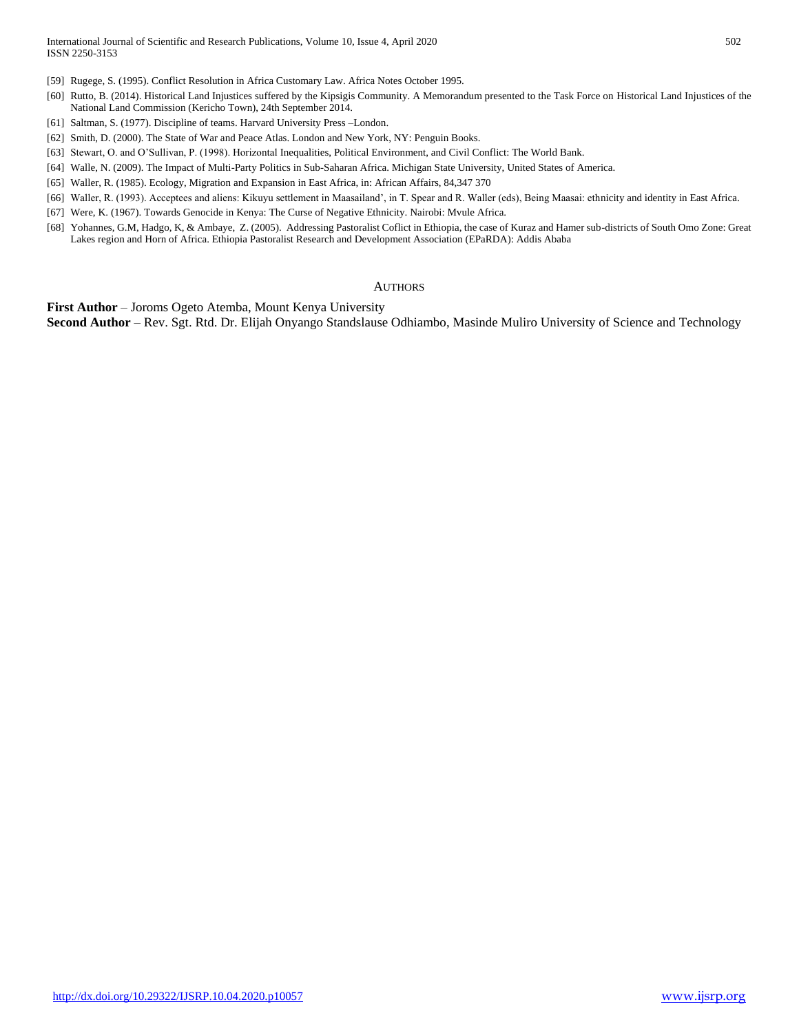[59] Rugege, S. (1995). Conflict Resolution in Africa Customary Law. Africa Notes October 1995.

[60] Rutto, B. (2014). Historical Land Injustices suffered by the Kipsigis Community. A Memorandum presented to the Task Force on Historical Land Injustices of the National Land Commission (Kericho Town), 24th September 2014.

[61] Saltman, S. (1977). Discipline of teams. Harvard University Press –London.

[62] Smith, D. (2000). The State of War and Peace Atlas. London and New York, NY: Penguin Books.

[63] Stewart, O. and O'Sullivan, P. (1998). Horizontal Inequalities, Political Environment, and Civil Conflict: The World Bank.

[64] Walle, N. (2009). The Impact of Multi-Party Politics in Sub-Saharan Africa. Michigan State University, United States of America.

[65] Waller, R. (1985). Ecology, Migration and Expansion in East Africa, in: African Affairs, 84,347 370

[66] Waller, R. (1993). Acceptees and aliens: Kikuyu settlement in Maasailand', in T. Spear and R. Waller (eds), Being Maasai: ethnicity and identity in East Africa.

[67] Were, K. (1967). Towards Genocide in Kenya: The Curse of Negative Ethnicity. Nairobi: Mvule Africa.

[68] Yohannes, G.M, Hadgo, K, & Ambaye, Z. (2005). Addressing Pastoralist Coflict in Ethiopia, the case of Kuraz and Hamer sub-districts of South Omo Zone: Great Lakes region and Horn of Africa. Ethiopia Pastoralist Research and Development Association (EPaRDA): Addis Ababa

## AUTHORS

**First Author** – Joroms Ogeto Atemba, Mount Kenya University

**Second Author** – Rev. Sgt. Rtd. Dr. Elijah Onyango Standslause Odhiambo, Masinde Muliro University of Science and Technology